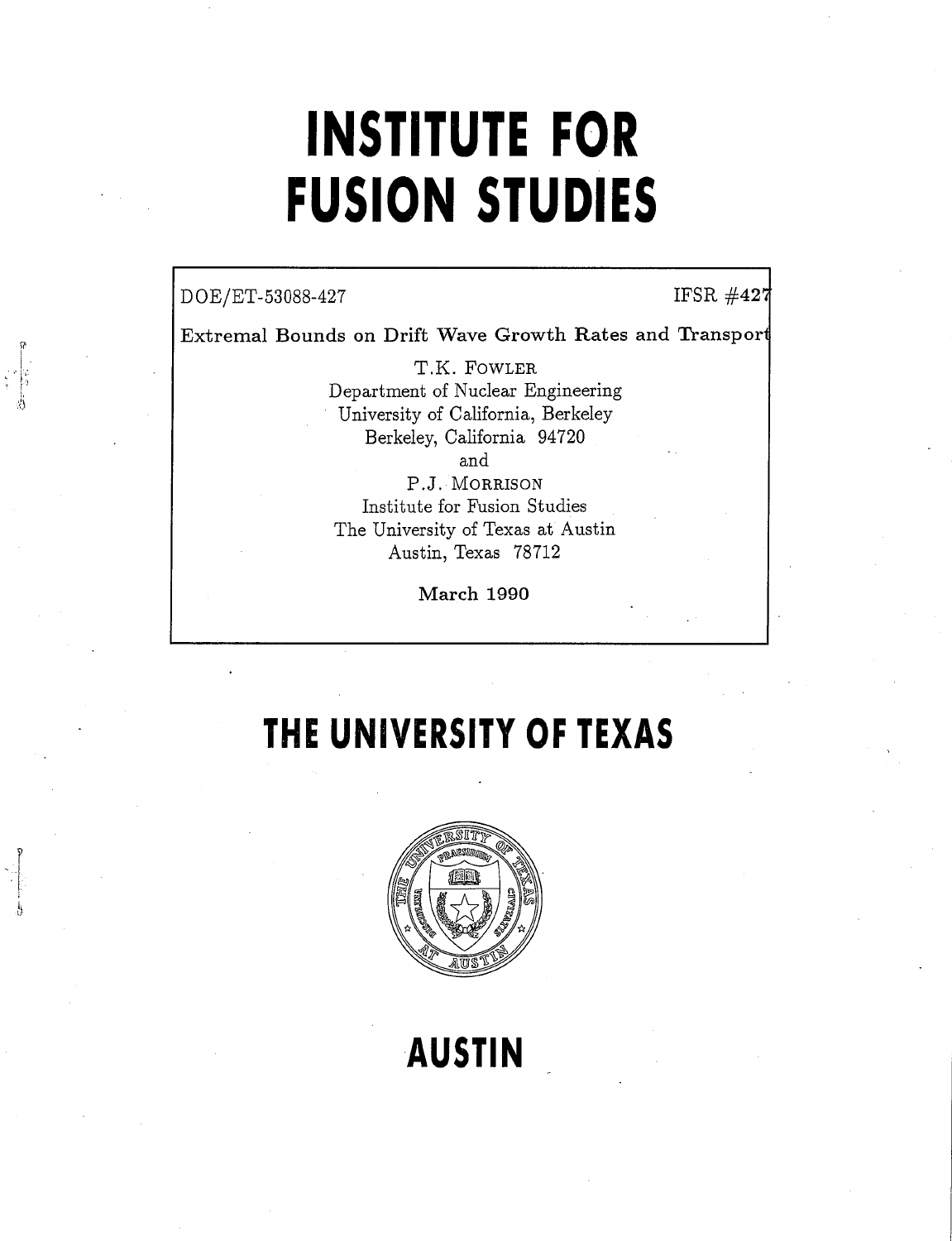# INSTITUTE FOR FUSION STUDIES

DOE/ET-53088-427 IFSR #427

Extremal Bounds on Drift Wave Growth Rates and Transport

T.K. FOWLER
Department of Nuclear Engineering
University of California, Berkeley
Berkeley, California 94720
and
P.J. MORRISON
Institute for Fusion Studies
The University of Texas at Austin
Austin, Texas 78712

March 1990

# THE UNIVERSITY OF TEXAS

# AUSTIN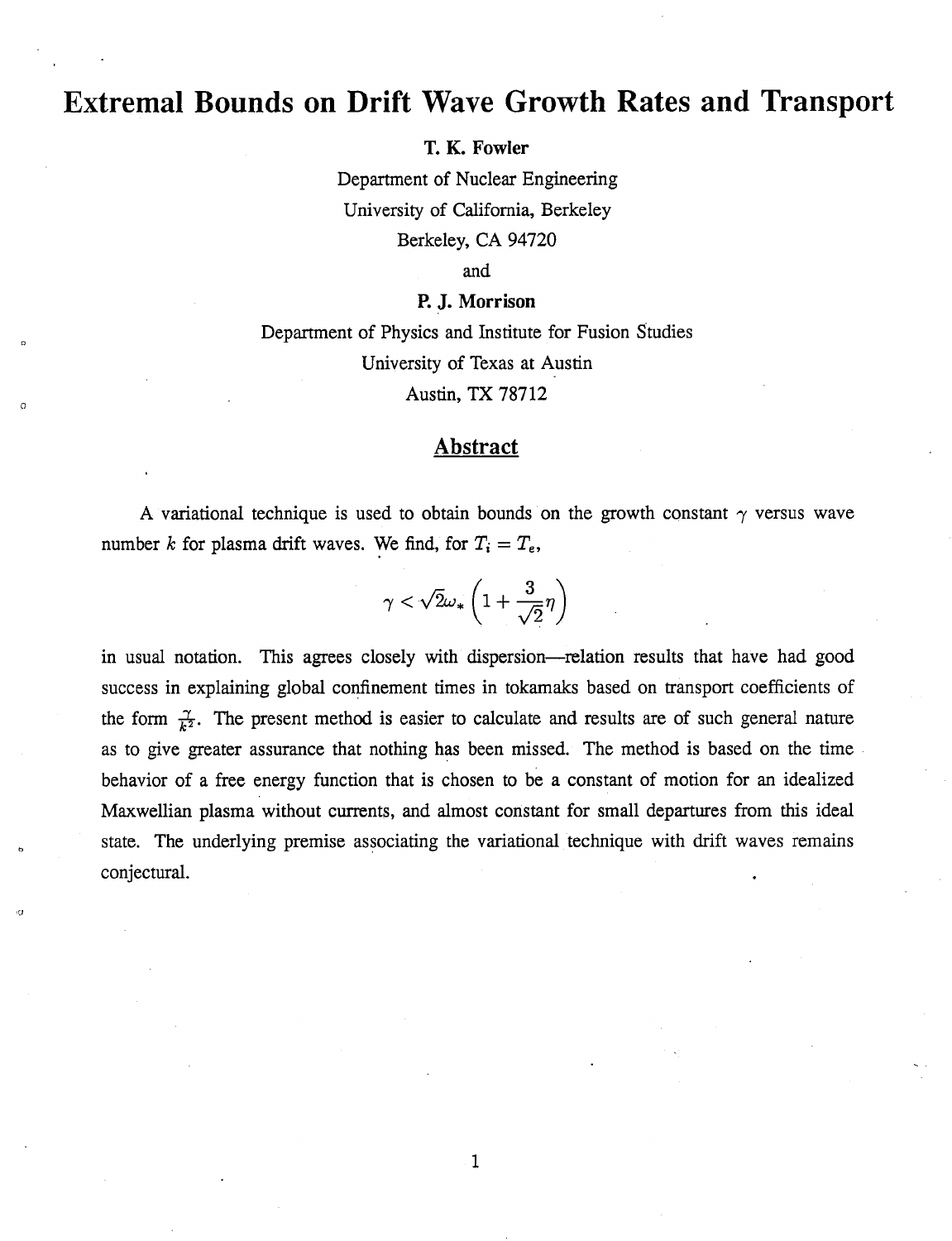# Extremal Bounds on Drift Wave Growth Rates and Transport

**T. K. Fowler**

Department of Nuclear Engineering
University of California, Berkeley
Berkeley, CA 94720

and

**P. J. Morrison**

Department of Physics and Institute for Fusion Studies
University of Texas at Austin
Austin, TX 78712

## Abstract

A variational technique is used to obtain bounds on the growth constant $\gamma$ versus wave number $k$ for plasma drift waves. We find, for $T_i = T_e$,

$$\gamma < \sqrt{2}\omega_* \left(1 + \frac{3}{\sqrt{2}}\eta\right)$$

in usual notation. This agrees closely with dispersion—relation results that have had good success in explaining global confinement times in tokamaks based on transport coefficients of the form $\frac{\gamma}{k^2}$. The present method is easier to calculate and results are of such general nature as to give greater assurance that nothing has been missed. The method is based on the time behavior of a free energy function that is chosen to be a constant of motion for an idealized Maxwellian plasma without currents, and almost constant for small departures from this ideal state. The underlying premise associating the variational technique with drift waves remains conjectural.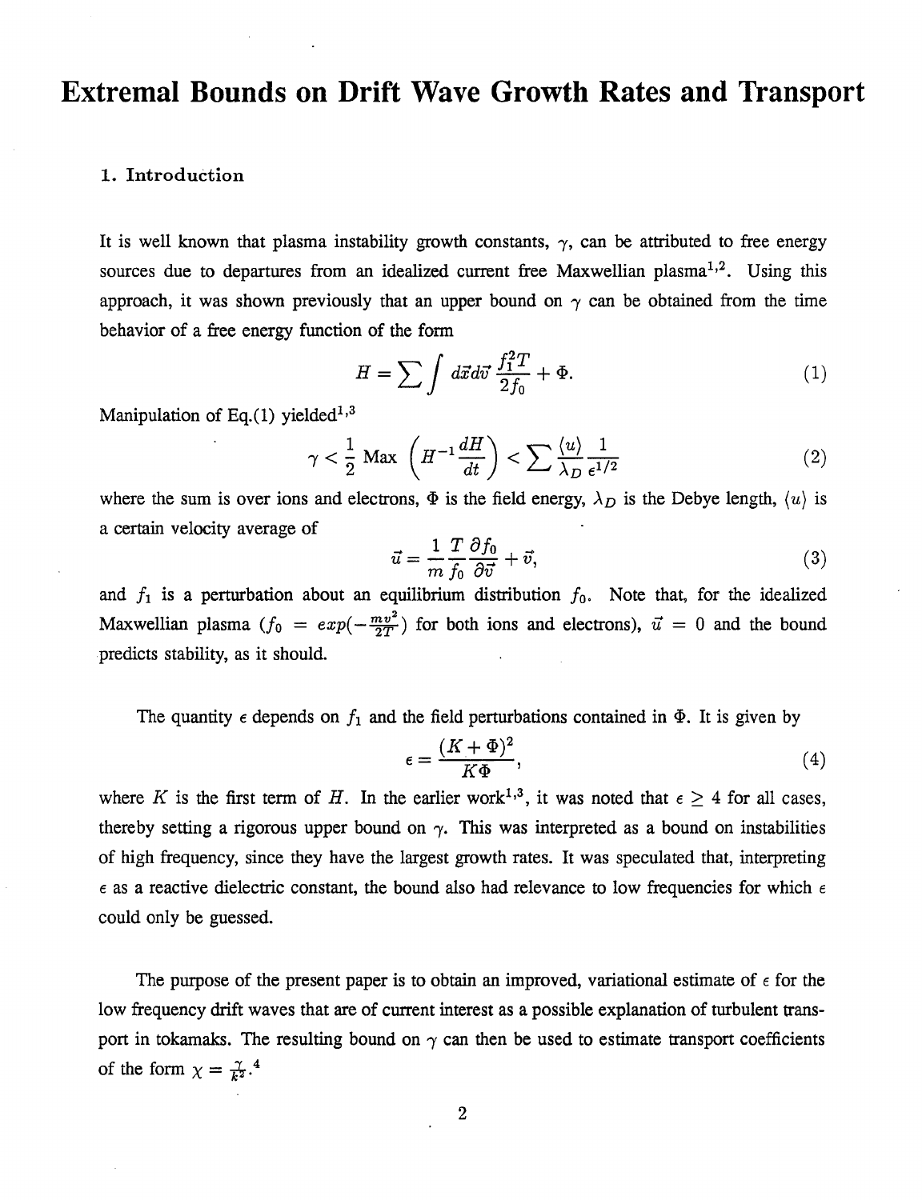# Extremal Bounds on Drift Wave Growth Rates and Transport

## 1. Introduction

It is well known that plasma instability growth constants, $\gamma$, can be attributed to free energy sources due to departures from an idealized current free Maxwellian plasma[1,2]. Using this approach, it was shown previously that an upper bound on $\gamma$ can be obtained from the time behavior of a free energy function of the form

$$H = \sum \int d\vec{x} d\vec{v} \, \frac{f_1^2 T}{2 f_0} + \Phi. \tag{1}$$

Manipulation of Eq.(1) yielded[1,3]

$$\gamma < \frac{1}{2} \text{ Max } \left( H^{-1} \frac{dH}{dt} \right) < \sum \frac{\langle u \rangle}{\lambda_D} \frac{1}{\epsilon^{1/2}} \tag{2}$$

where the sum is over ions and electrons, $\Phi$ is the field energy, $\lambda_D$ is the Debye length, $\langle u \rangle$ is a certain velocity average of

$$\vec{u} = \frac{1}{m} \frac{T}{f_0} \frac{\partial f_0}{\partial \vec{v}} + \vec{v}, \tag{3}$$

and $f_1$ is a perturbation about an equilibrium distribution $f_0$. Note that, for the idealized Maxwellian plasma ($f_0 = exp(-\frac{mv^2}{2T})$ for both ions and electrons), $\vec{u} = 0$ and the bound predicts stability, as it should.

The quantity $\epsilon$ depends on $f_1$ and the field perturbations contained in $\Phi$. It is given by

$$\epsilon = \frac{(K + \Phi)^2}{K \Phi}, \tag{4}$$

where $K$ is the first term of $H$. In the earlier work[1,3], it was noted that $\epsilon \geq 4$ for all cases, thereby setting a rigorous upper bound on $\gamma$. This was interpreted as a bound on instabilities of high frequency, since they have the largest growth rates. It was speculated that, interpreting $\epsilon$ as a reactive dielectric constant, the bound also had relevance to low frequencies for which $\epsilon$ could only be guessed.

The purpose of the present paper is to obtain an improved, variational estimate of $\epsilon$ for the low frequency drift waves that are of current interest as a possible explanation of turbulent transport in tokamaks. The resulting bound on $\gamma$ can then be used to estimate transport coefficients of the form $\chi = \frac{\gamma}{k^2}$.[4]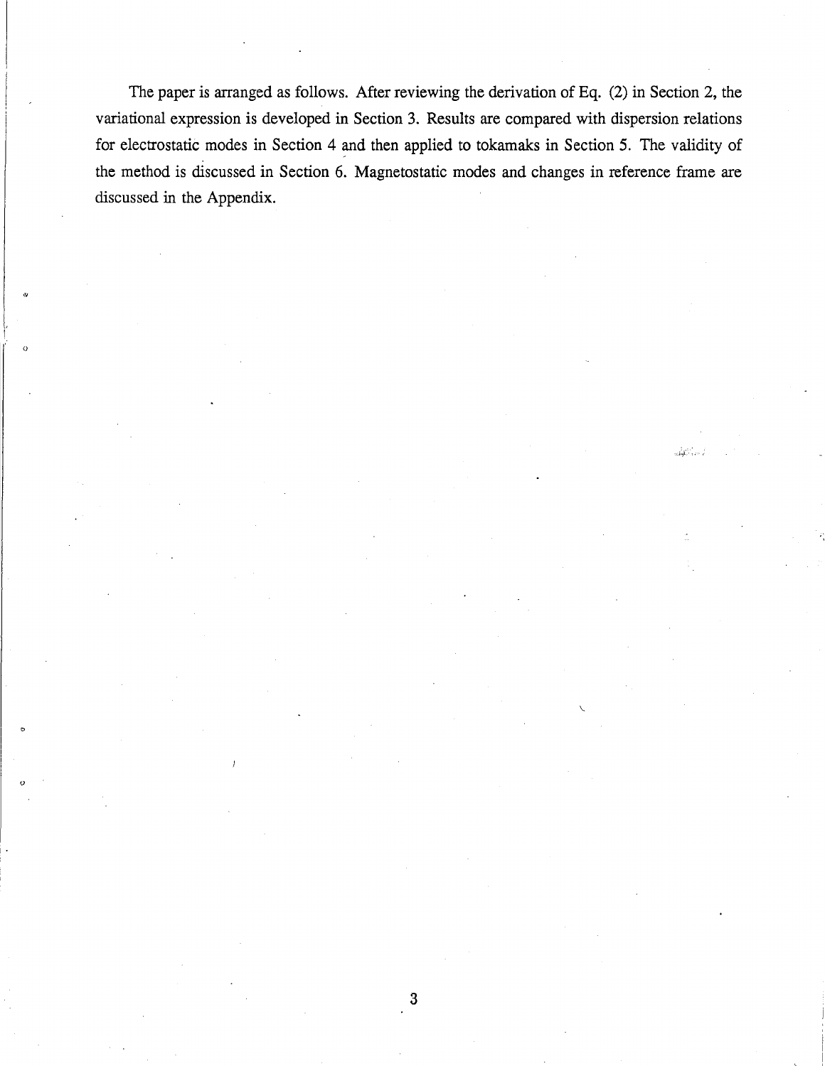The paper is arranged as follows. After reviewing the derivation of Eq. (2) in Section 2, the variational expression is developed in Section 3. Results are compared with dispersion relations for electrostatic modes in Section 4 and then applied to tokamaks in Section 5. The validity of the method is discussed in Section 6. Magnetostatic modes and changes in reference frame are discussed in the Appendix.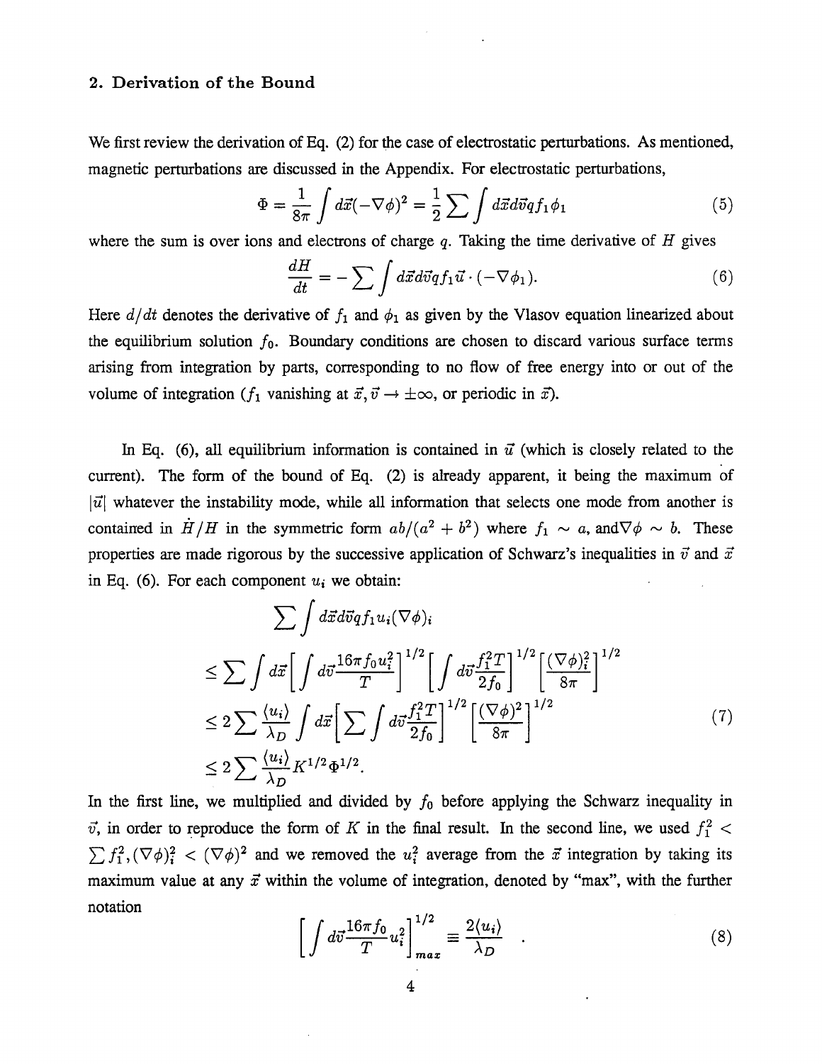## 2. Derivation of the Bound

We first review the derivation of Eq. (2) for the case of electrostatic perturbations. As mentioned, magnetic perturbations are discussed in the Appendix. For electrostatic perturbations,

$$\Phi = \frac{1}{8\pi}\int d\vec{x}(-\nabla\phi)^2 = \frac{1}{2}\sum\int d\vec{x}d\vec{v}qf_1\phi_1 \tag{5}$$

where the sum is over ions and electrons of charge $q$. Taking the time derivative of $H$ gives

$$\frac{dH}{dt} = -\sum\int d\vec{x}d\vec{v}qf_1\vec{u}\cdot(-\nabla\phi_1). \tag{6}$$

Here $d/dt$ denotes the derivative of $f_1$ and $\phi_1$ as given by the Vlasov equation linearized about the equilibrium solution $f_0$. Boundary conditions are chosen to discard various surface terms arising from integration by parts, corresponding to no flow of free energy into or out of the volume of integration ($f_1$ vanishing at $\vec{x}, \vec{v} \to \pm\infty$, or periodic in $\vec{x}$).

In Eq. (6), all equilibrium information is contained in $\vec{u}$ (which is closely related to the current). The form of the bound of Eq. (2) is already apparent, it being the maximum of $|\vec{u}|$ whatever the instability mode, while all information that selects one mode from another is contained in $\dot{H}/H$ in the symmetric form $ab/(a^2+b^2)$ where $f_1 \sim a$, and$\nabla\phi \sim b$. These properties are made rigorous by the successive application of Schwarz's inequalities in $\vec{v}$ and $\vec{x}$ in Eq. (6). For each component $u_i$ we obtain:

$$\begin{aligned}
&\sum\int d\vec{x}d\vec{v}qf_1u_i(\nabla\phi)_i \\
&\le \sum\int d\vec{x}\left[\int d\vec{v}\frac{16\pi f_0 u_i^2}{T}\right]^{1/2}\left[\int d\vec{v}\frac{f_1^2 T}{2f_0}\right]^{1/2}\left[\frac{(\nabla\phi)_i^2}{8\pi}\right]^{1/2} \\
&\le 2\sum\frac{\langle u_i\rangle}{\lambda_D}\int d\vec{x}\left[\sum\int d\vec{v}\frac{f_1^2 T}{2f_0}\right]^{1/2}\left[\frac{(\nabla\phi)^2}{8\pi}\right]^{1/2} \\
&\le 2\sum\frac{\langle u_i\rangle}{\lambda_D}K^{1/2}\Phi^{1/2}.
\end{aligned} \tag{7}$$

In the first line, we multiplied and divided by $f_0$ before applying the Schwarz inequality in $\vec{v}$, in order to reproduce the form of $K$ in the final result. In the second line, we used $f_1^2 < \sum f_1^2, (\nabla\phi)_i^2 < (\nabla\phi)^2$ and we removed the $u_i^2$ average from the $\vec{x}$ integration by taking its maximum value at any $\vec{x}$ within the volume of integration, denoted by "max", with the further notation

$$\left[\int d\vec{v}\frac{16\pi f_0}{T}u_i^2\right]_{max}^{1/2} \equiv \frac{2\langle u_i\rangle}{\lambda_D} \quad . \tag{8}$$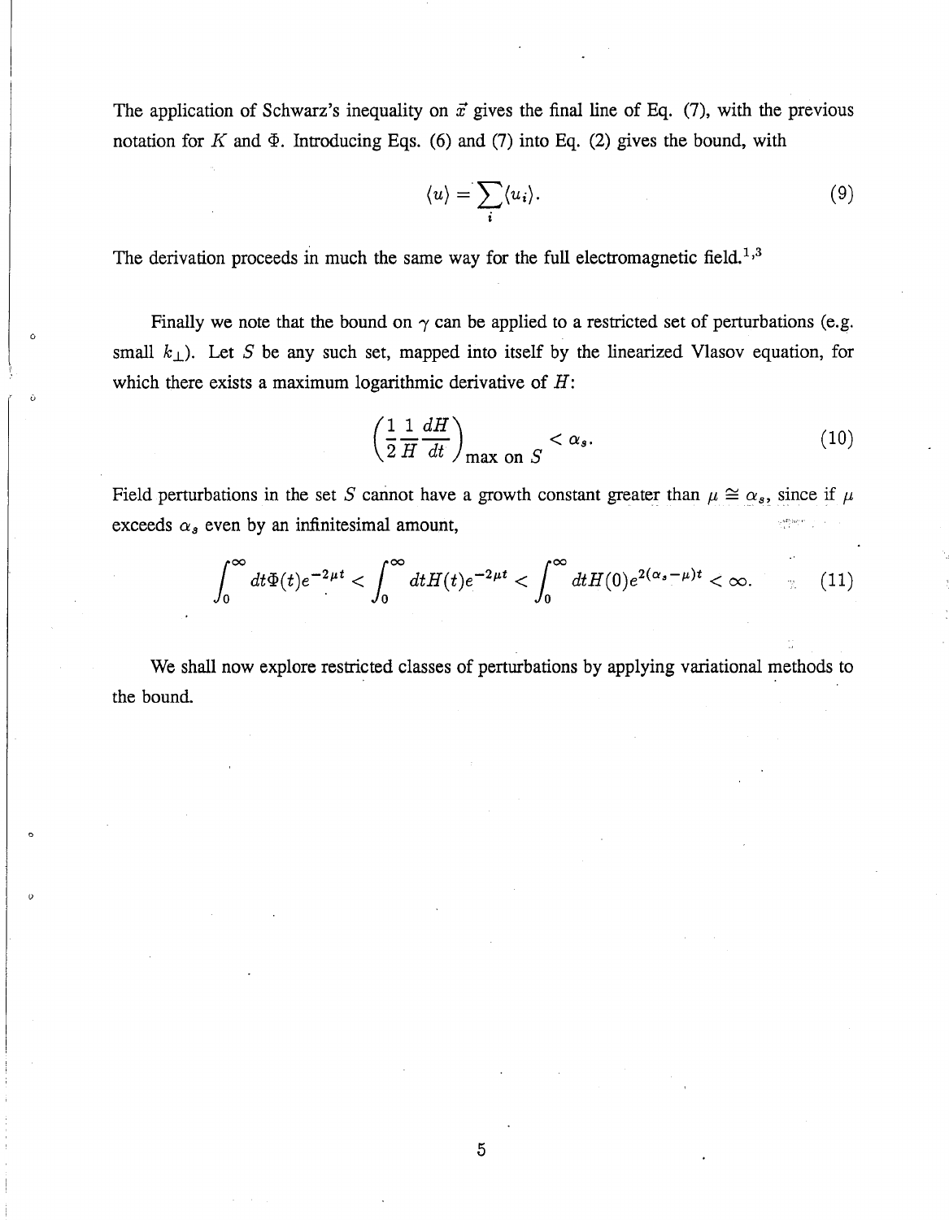The application of Schwarz's inequality on $\vec{x}$ gives the final line of Eq. (7), with the previous notation for $K$ and $\Phi$. Introducing Eqs. (6) and (7) into Eq. (2) gives the bound, with

$$\langle u \rangle = \sum_i \langle u_i \rangle. \tag{9}$$

The derivation proceeds in much the same way for the full electromagnetic field.[1,3]

Finally we note that the bound on $\gamma$ can be applied to a restricted set of perturbations (e.g. small $k_\perp$). Let $S$ be any such set, mapped into itself by the linearized Vlasov equation, for which there exists a maximum logarithmic derivative of $H$:

$$\left( \frac{1}{2} \frac{1}{H} \frac{dH}{dt} \right)_{\text{max on } S} < \alpha_s. \tag{10}$$

Field perturbations in the set $S$ cannot have a growth constant greater than $\mu \cong \alpha_s$, since if $\mu$ exceeds $\alpha_s$ even by an infinitesimal amount,

$$\int_0^\infty dt \Phi(t) e^{-2\mu t} < \int_0^\infty dt H(t) e^{-2\mu t} < \int_0^\infty dt H(0) e^{2(\alpha_s - \mu)t} < \infty. \tag{11}$$

We shall now explore restricted classes of perturbations by applying variational methods to the bound.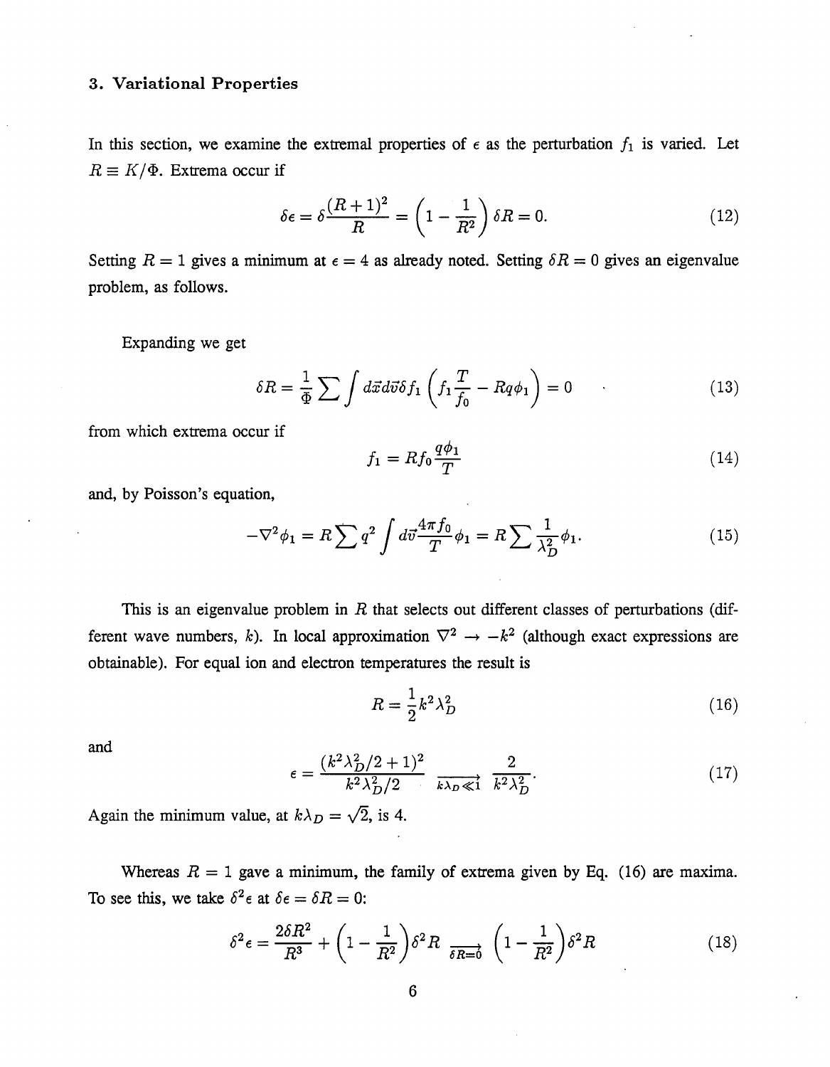### 3. Variational Properties

In this section, we examine the extremal properties of $\epsilon$ as the perturbation $f_1$ is varied. Let $R \equiv K/\Phi$. Extrema occur if

$$\delta\epsilon = \delta\frac{(R+1)^2}{R} = \left(1 - \frac{1}{R^2}\right)\delta R = 0. \tag{12}$$

Setting $R = 1$ gives a minimum at $\epsilon = 4$ as already noted. Setting $\delta R = 0$ gives an eigenvalue problem, as follows.

Expanding we get

$$\delta R = \frac{1}{\Phi}\sum\int d\vec{x}d\vec{v}\delta f_1\left(f_1\frac{T}{f_0} - Rq\phi_1\right) = 0 \tag{13}$$

from which extrema occur if

$$f_1 = Rf_0\frac{q\phi_1}{T} \tag{14}$$

and, by Poisson's equation,

$$-\nabla^2\phi_1 = R\sum q^2\int d\vec{v}\frac{4\pi f_0}{T}\phi_1 = R\sum\frac{1}{\lambda_D^2}\phi_1. \tag{15}$$

This is an eigenvalue problem in $R$ that selects out different classes of perturbations (different wave numbers, $k$). In local approximation $\nabla^2 \rightarrow -k^2$ (although exact expressions are obtainable). For equal ion and electron temperatures the result is

$$R = \frac{1}{2}k^2\lambda_D^2 \tag{16}$$

and

$$\epsilon = \frac{(k^2\lambda_D^2/2+1)^2}{k^2\lambda_D^2/2} \xrightarrow[k\lambda_D \ll 1]{} \frac{2}{k^2\lambda_D^2}. \tag{17}$$

Again the minimum value, at $k\lambda_D = \sqrt{2}$, is 4.

Whereas $R = 1$ gave a minimum, the family of extrema given by Eq. (16) are maxima. To see this, we take $\delta^2\epsilon$ at $\delta\epsilon = \delta R = 0$:

$$\delta^2\epsilon = \frac{2\delta R^2}{R^3} + \left(1 - \frac{1}{R^2}\right)\delta^2 R \xrightarrow[\delta R=0]{} \left(1 - \frac{1}{R^2}\right)\delta^2 R \tag{18}$$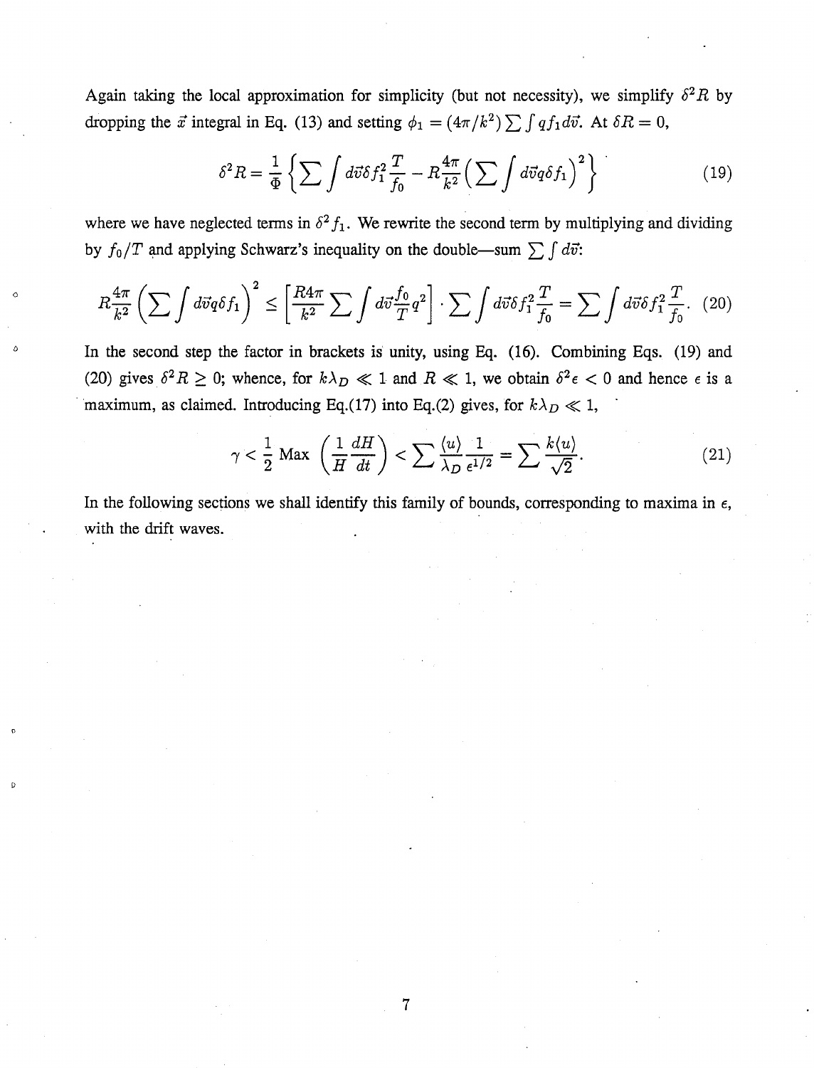Again taking the local approximation for simplicity (but not necessity), we simplify $\delta^2 R$ by dropping the $\vec{x}$ integral in Eq. (13) and setting $\phi_1 = (4\pi/k^2)\sum\int q f_1 d\vec{v}$. At $\delta R = 0$,

$$\delta^2 R = \frac{1}{\Phi}\left\{\sum\int d\vec{v}\delta f_1^2 \frac{T}{f_0} - R\frac{4\pi}{k^2}\Big(\sum\int d\vec{v} q\delta f_1\Big)^2\right\} \tag{19}$$

where we have neglected terms in $\delta^2 f_1$. We rewrite the second term by multiplying and dividing by $f_0/T$ and applying Schwarz's inequality on the double—sum $\sum\int d\vec{v}$:

$$R\frac{4\pi}{k^2}\left(\sum\int d\vec{v} q\delta f_1\right)^2 \leq \left[\frac{R4\pi}{k^2}\sum\int d\vec{v}\frac{f_0}{T}q^2\right]\cdot\sum\int d\vec{v}\delta f_1^2\frac{T}{f_0} = \sum\int d\vec{v}\delta f_1^2\frac{T}{f_0}. \tag{20}$$

In the second step the factor in brackets is unity, using Eq. (16). Combining Eqs. (19) and (20) gives $\delta^2 R \geq 0$; whence, for $k\lambda_D \ll 1$ and $R \ll 1$, we obtain $\delta^2\epsilon < 0$ and hence $\epsilon$ is a maximum, as claimed. Introducing Eq.(17) into Eq.(2) gives, for $k\lambda_D \ll 1$,

$$\gamma < \frac{1}{2}\,\text{Max}\left(\frac{1}{H}\frac{dH}{dt}\right) < \sum\frac{\langle u\rangle}{\lambda_D}\frac{1}{\epsilon^{1/2}} = \sum\frac{k\langle u\rangle}{\sqrt{2}}. \tag{21}$$

In the following sections we shall identify this family of bounds, corresponding to maxima in $\epsilon$, with the drift waves.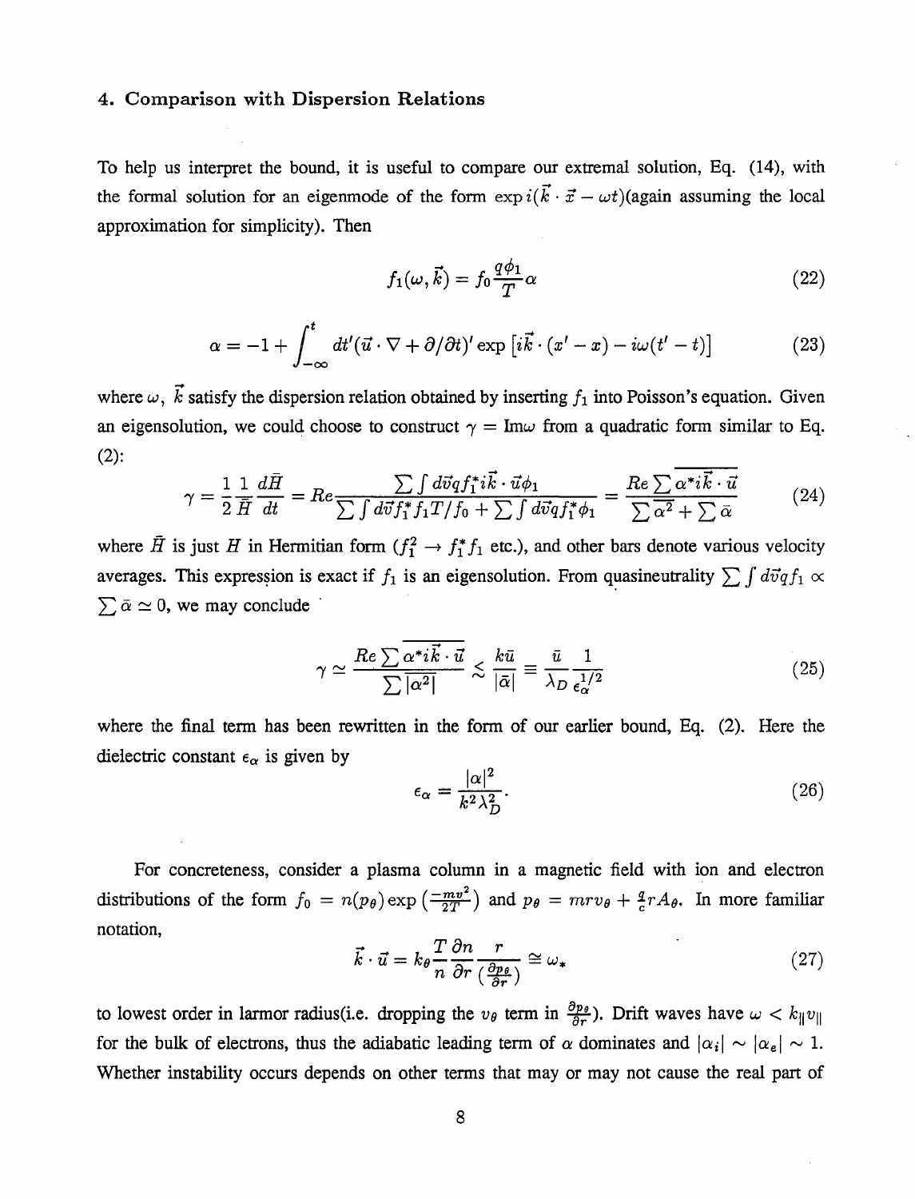## 4. Comparison with Dispersion Relations

To help us interpret the bound, it is useful to compare our extremal solution, Eq. (14), with the formal solution for an eigenmode of the form $\exp i(\vec{k}\cdot\vec{x} - \omega t)$(again assuming the local approximation for simplicity). Then

$$f_1(\omega, \vec{k}) = f_0 \frac{q\phi_1}{T} \alpha \tag{22}$$

$$\alpha = -1 + \int_{-\infty}^{t} dt' (\vec{u}\cdot\nabla + \partial/\partial t)' \exp\left[i\vec{k}\cdot(x' - x) - i\omega(t' - t)\right] \tag{23}$$

where $\omega$, $\vec{k}$ satisfy the dispersion relation obtained by inserting $f_1$ into Poisson's equation. Given an eigensolution, we could choose to construct $\gamma = \text{Im}\omega$ from a quadratic form similar to Eq. (2):

$$\gamma = \frac{1}{2}\frac{1}{\bar{H}}\frac{d\bar{H}}{dt} = Re \frac{\sum \int d\vec{v} q f_1^* i\vec{k}\cdot\vec{u}\phi_1}{\sum \int d\vec{v} f_1^* f_1 T/f_0 + \sum \int d\vec{v} q f_1^* \phi_1} = \frac{Re \sum \overline{\alpha^* i\vec{k}\cdot\vec{u}}}{\sum \overline{\alpha^2} + \sum \bar{\alpha}} \tag{24}$$

where $\bar{H}$ is just $H$ in Hermitian form ($f_1^2 \to f_1^* f_1$ etc.), and other bars denote various velocity averages. This expression is exact if $f_1$ is an eigensolution. From quasineutrality $\sum \int d\vec{v} q f_1 \propto \sum \bar{\alpha} \simeq 0$, we may conclude

$$\gamma \simeq \frac{Re \sum \overline{\alpha^* i\vec{k}\cdot\vec{u}}}{\sum \overline{|\alpha^2|}} \lesssim \frac{k\bar{u}}{|\bar{\alpha}|} \equiv \frac{\bar{u}}{\lambda_D} \frac{1}{\epsilon_\alpha^{1/2}} \tag{25}$$

where the final term has been rewritten in the form of our earlier bound, Eq. (2). Here the dielectric constant $\epsilon_\alpha$ is given by

$$\epsilon_\alpha = \frac{|\alpha|^2}{k^2 \lambda_D^2}. \tag{26}$$

For concreteness, consider a plasma column in a magnetic field with ion and electron distributions of the form $f_0 = n(p_\theta)\exp\left(\frac{-mv^2}{2T}\right)$ and $p_\theta = mrv_\theta + \frac{q}{c} r A_\theta$. In more familiar notation,

$$\vec{k}\cdot\vec{u} = k_\theta \frac{T}{n}\frac{\partial n}{\partial r}\frac{r}{\left(\frac{\partial p_\theta}{\partial r}\right)} \cong \omega_* \tag{27}$$

to lowest order in larmor radius(i.e. dropping the $v_\theta$ term in $\frac{\partial p_\theta}{\partial r}$). Drift waves have $\omega < k_\| v_\|$ for the bulk of electrons, thus the adiabatic leading term of $\alpha$ dominates and $|\alpha_i| \sim |\alpha_e| \sim 1$. Whether instability occurs depends on other terms that may or may not cause the real part of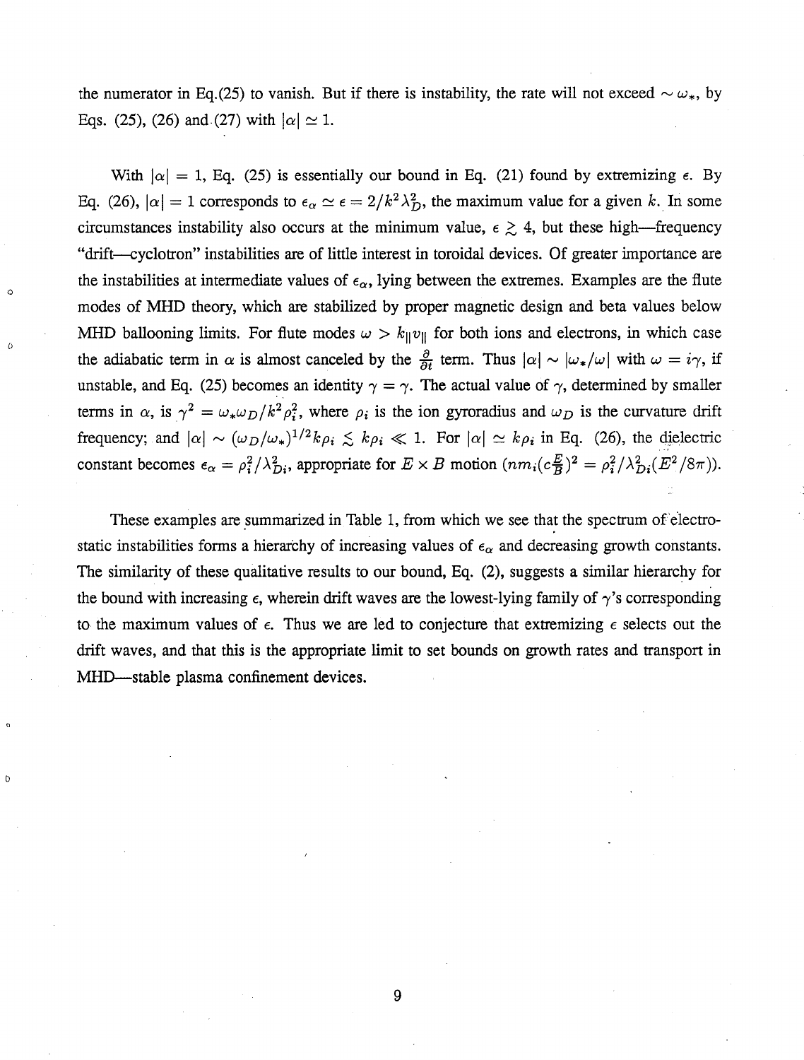the numerator in Eq.(25) to vanish. But if there is instability, the rate will not exceed $\sim \omega_*$, by Eqs. (25), (26) and (27) with $|\alpha| \simeq 1$.

With $|\alpha| = 1$, Eq. (25) is essentially our bound in Eq. (21) found by extremizing $\epsilon$. By Eq. (26), $|\alpha| = 1$ corresponds to $\epsilon_\alpha \simeq \epsilon = 2/k^2\lambda_D^2$, the maximum value for a given $k$. In some circumstances instability also occurs at the minimum value, $\epsilon \gtrsim 4$, but these high—frequency "drift—cyclotron" instabilities are of little interest in toroidal devices. Of greater importance are the instabilities at intermediate values of $\epsilon_\alpha$, lying between the extremes. Examples are the flute modes of MHD theory, which are stabilized by proper magnetic design and beta values below MHD ballooning limits. For flute modes $\omega > k_\parallel v_\parallel$ for both ions and electrons, in which case the adiabatic term in $\alpha$ is almost canceled by the $\frac{\partial}{\partial t}$ term. Thus $|\alpha| \sim |\omega_*/\omega|$ with $\omega = i\gamma$, if unstable, and Eq. (25) becomes an identity $\gamma = \gamma$. The actual value of $\gamma$, determined by smaller terms in $\alpha$, is $\gamma^2 = \omega_*\omega_D/k^2\rho_i^2$, where $\rho_i$ is the ion gyroradius and $\omega_D$ is the curvature drift frequency; and $|\alpha| \sim (\omega_D/\omega_*)^{1/2}k\rho_i \lesssim k\rho_i \ll 1$. For $|\alpha| \simeq k\rho_i$ in Eq. (26), the dielectric constant becomes $\epsilon_\alpha = \rho_i^2/\lambda_{Di}^2$, appropriate for $E \times B$ motion $(nm_i(c\frac{E}{B})^2 = \rho_i^2/\lambda_{Di}^2(E^2/8\pi))$.

These examples are summarized in Table 1, from which we see that the spectrum of electrostatic instabilities forms a hierarchy of increasing values of $\epsilon_\alpha$ and decreasing growth constants. The similarity of these qualitative results to our bound, Eq. (2), suggests a similar hierarchy for the bound with increasing $\epsilon$, wherein drift waves are the lowest-lying family of $\gamma$'s corresponding to the maximum values of $\epsilon$. Thus we are led to conjecture that extremizing $\epsilon$ selects out the drift waves, and that this is the appropriate limit to set bounds on growth rates and transport in MHD—stable plasma confinement devices.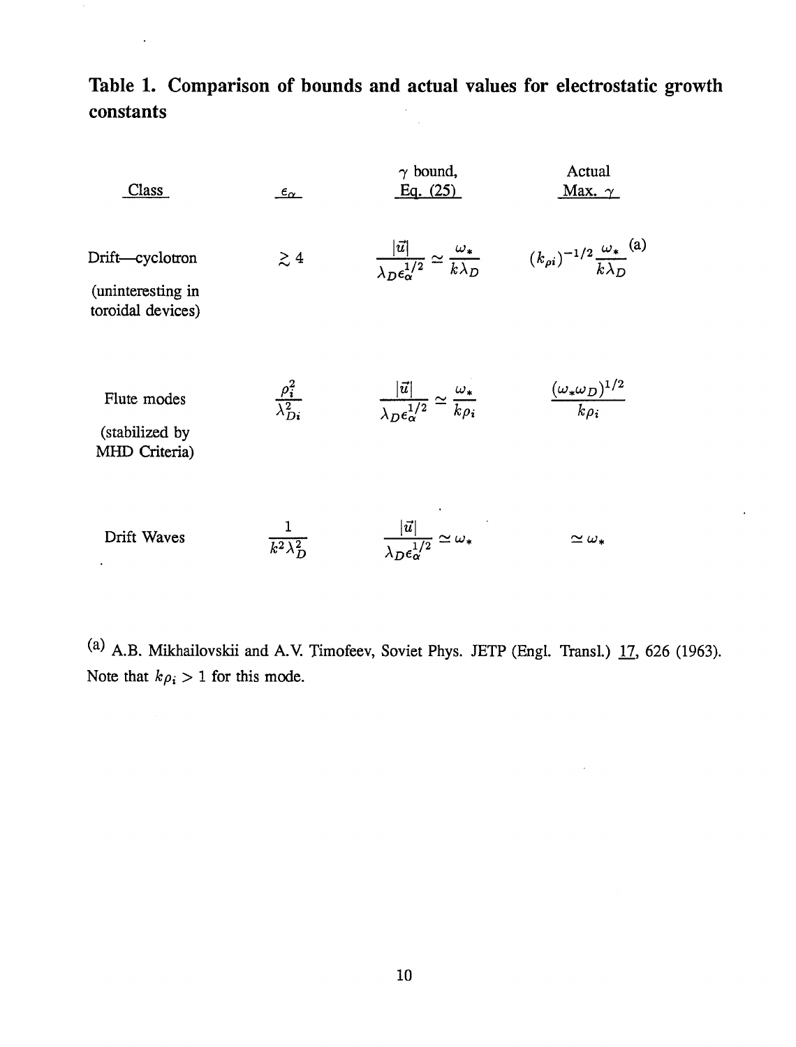# Table 1. Comparison of bounds and actual values for electrostatic growth constants

| Class | $\epsilon_\alpha$ | $\gamma$ bound, Eq. (25) | Actual Max. $\gamma$ |
|---|---|---|---|
| Drift—cyclotron (uninteresting in toroidal devices) | $\gtrsim 4$ | $\dfrac{\lvert\vec{u}\rvert}{\lambda_D \epsilon_\alpha^{1/2}} \simeq \dfrac{\omega_*}{k\lambda_D}$ | $(k_{\rho i})^{-1/2} \dfrac{\omega_*}{k\lambda_D}$ [(a)] |
| Flute modes (stabilized by MHD Criteria) | $\dfrac{\rho_i^2}{\lambda_{Di}^2}$ | $\dfrac{\lvert\vec{u}\rvert}{\lambda_D \epsilon_\alpha^{1/2}} \simeq \dfrac{\omega_*}{k\rho_i}$ | $\dfrac{(\omega_* \omega_D)^{1/2}}{k\rho_i}$ |
| Drift Waves | $\dfrac{1}{k^2 \lambda_D^2}$ | $\dfrac{\lvert\vec{u}\rvert}{\lambda_D \epsilon_\alpha^{1/2}} \simeq \omega_*$ | $\simeq \omega_*$ |

(a) A.B. Mikhailovskii and A.V. Timofeev, Soviet Phys. JETP (Engl. Transl.) 17, 626 (1963). Note that $k\rho_i > 1$ for this mode.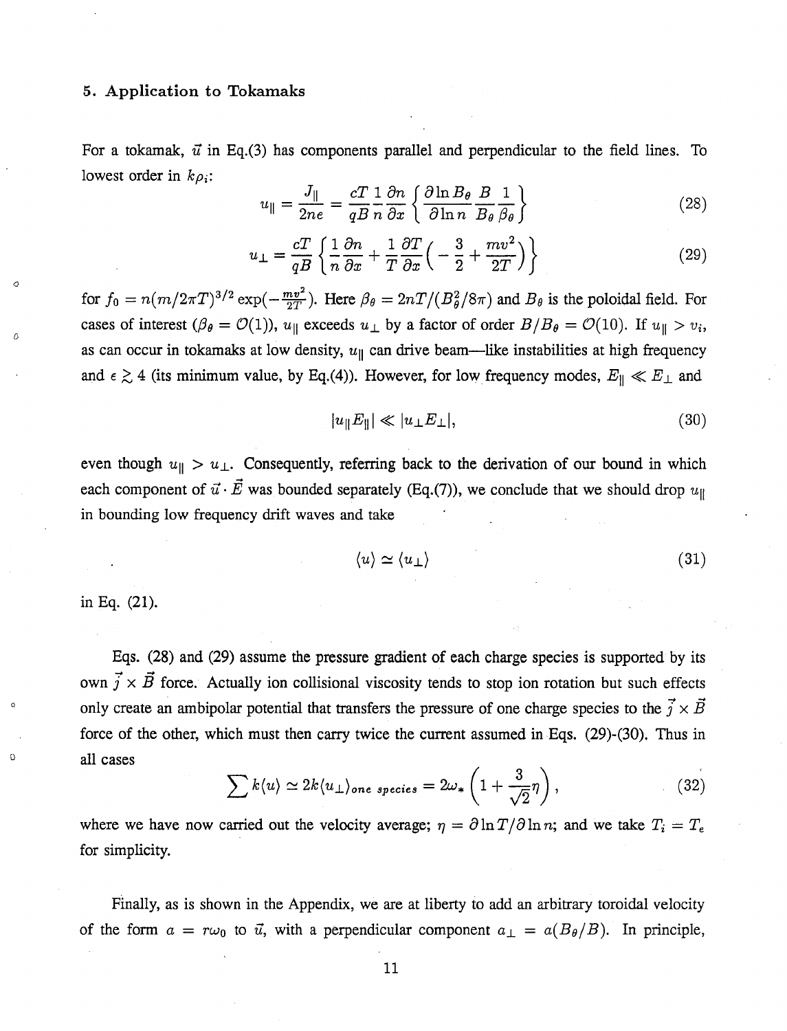### 5. Application to Tokamaks

For a tokamak, $\vec{u}$ in Eq.(3) has components parallel and perpendicular to the field lines. To lowest order in $k\rho_i$:

$$u_\parallel = \frac{J_\parallel}{2ne} = \frac{cT}{qB}\frac{1}{n}\frac{\partial n}{\partial x}\left\{\frac{\partial \ln B_\theta}{\partial \ln n}\frac{B}{B_\theta}\frac{1}{\beta_\theta}\right\} \tag{28}$$

$$u_\perp = \frac{cT}{qB}\left\{\frac{1}{n}\frac{\partial n}{\partial x} + \frac{1}{T}\frac{\partial T}{\partial x}\left(-\frac{3}{2} + \frac{mv^2}{2T}\right)\right\} \tag{29}$$

for $f_0 = n(m/2\pi T)^{3/2}\exp(-\frac{mv^2}{2T})$. Here $\beta_\theta = 2nT/(B_\theta^2/8\pi)$ and $B_\theta$ is the poloidal field. For cases of interest ($\beta_\theta = \mathcal{O}(1)$), $u_\parallel$ exceeds $u_\perp$ by a factor of order $B/B_\theta = \mathcal{O}(10)$. If $u_\parallel > v_i$, as can occur in tokamaks at low density, $u_\parallel$ can drive beam—like instabilities at high frequency and $\epsilon \gtrsim 4$ (its minimum value, by Eq.(4)). However, for low frequency modes, $E_\parallel \ll E_\perp$ and

$$|u_\parallel E_\parallel| \ll |u_\perp E_\perp|, \tag{30}$$

even though $u_\parallel > u_\perp$. Consequently, referring back to the derivation of our bound in which each component of $\vec{u}\cdot\vec{E}$ was bounded separately (Eq.(7)), we conclude that we should drop $u_\parallel$ in bounding low frequency drift waves and take

$$\langle u \rangle \simeq \langle u_\perp \rangle \tag{31}$$

in Eq. (21).

Eqs. (28) and (29) assume the pressure gradient of each charge species is supported by its own $\vec{j}\times\vec{B}$ force. Actually ion collisional viscosity tends to stop ion rotation but such effects only create an ambipolar potential that transfers the pressure of one charge species to the $\vec{j}\times\vec{B}$ force of the other, which must then carry twice the current assumed in Eqs. (29)-(30). Thus in all cases

$$\sum k\langle u \rangle \simeq 2k\langle u_\perp \rangle_{one\ species} = 2\omega_*\left(1 + \frac{3}{\sqrt{2}}\eta\right), \tag{32}$$

where we have now carried out the velocity average; $\eta = \partial \ln T/\partial \ln n$; and we take $T_i = T_e$ for simplicity.

Finally, as is shown in the Appendix, we are at liberty to add an arbitrary toroidal velocity of the form $a = r\omega_0$ to $\vec{u}$, with a perpendicular component $a_\perp = a(B_\theta/B)$. In principle,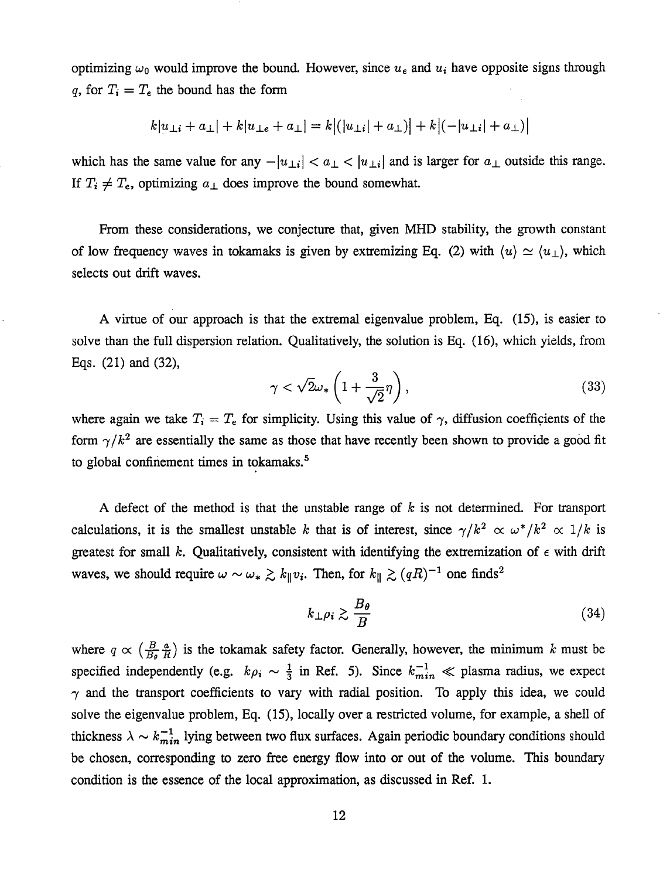optimizing $\omega_0$ would improve the bound. However, since $u_e$ and $u_i$ have opposite signs through $q$, for $T_i = T_e$ the bound has the form

$$k|u_{\perp i} + a_\perp| + k|u_{\perp e} + a_\perp| = k\big|(|u_{\perp i}| + a_\perp)\big| + k\big|(-|u_{\perp i}| + a_\perp)\big|$$

which has the same value for any $-|u_{\perp i}| < a_\perp < |u_{\perp i}|$ and is larger for $a_\perp$ outside this range. If $T_i \neq T_e$, optimizing $a_\perp$ does improve the bound somewhat.

From these considerations, we conjecture that, given MHD stability, the growth constant of low frequency waves in tokamaks is given by extremizing Eq. (2) with $\langle u \rangle \simeq \langle u_\perp \rangle$, which selects out drift waves.

A virtue of our approach is that the extremal eigenvalue problem, Eq. (15), is easier to solve than the full dispersion relation. Qualitatively, the solution is Eq. (16), which yields, from Eqs. (21) and (32),

$$\gamma < \sqrt{2}\omega_* \left(1 + \frac{3}{\sqrt{2}}\eta\right), \tag{33}$$

where again we take $T_i = T_e$ for simplicity. Using this value of $\gamma$, diffusion coefficients of the form $\gamma/k^2$ are essentially the same as those that have recently been shown to provide a good fit to global confinement times in tokamaks.[5]

A defect of the method is that the unstable range of $k$ is not determined. For transport calculations, it is the smallest unstable $k$ that is of interest, since $\gamma/k^2 \propto \omega^*/k^2 \propto 1/k$ is greatest for small $k$. Qualitatively, consistent with identifying the extremization of $\epsilon$ with drift waves, we should require $\omega \sim \omega_* \gtrsim k_\parallel v_i$. Then, for $k_\parallel \gtrsim (qR)^{-1}$ one finds[2]

$$k_\perp \rho_i \gtrsim \frac{B_\theta}{B} \tag{34}$$

where $q \propto \left(\frac{B}{B_\theta}\frac{a}{R}\right)$ is the tokamak safety factor. Generally, however, the minimum $k$ must be specified independently (e.g. $k\rho_i \sim \frac{1}{3}$ in Ref. 5). Since $k_{min}^{-1} \ll$ plasma radius, we expect $\gamma$ and the transport coefficients to vary with radial position. To apply this idea, we could solve the eigenvalue problem, Eq. (15), locally over a restricted volume, for example, a shell of thickness $\lambda \sim k_{min}^{-1}$ lying between two flux surfaces. Again periodic boundary conditions should be chosen, corresponding to zero free energy flow into or out of the volume. This boundary condition is the essence of the local approximation, as discussed in Ref. 1.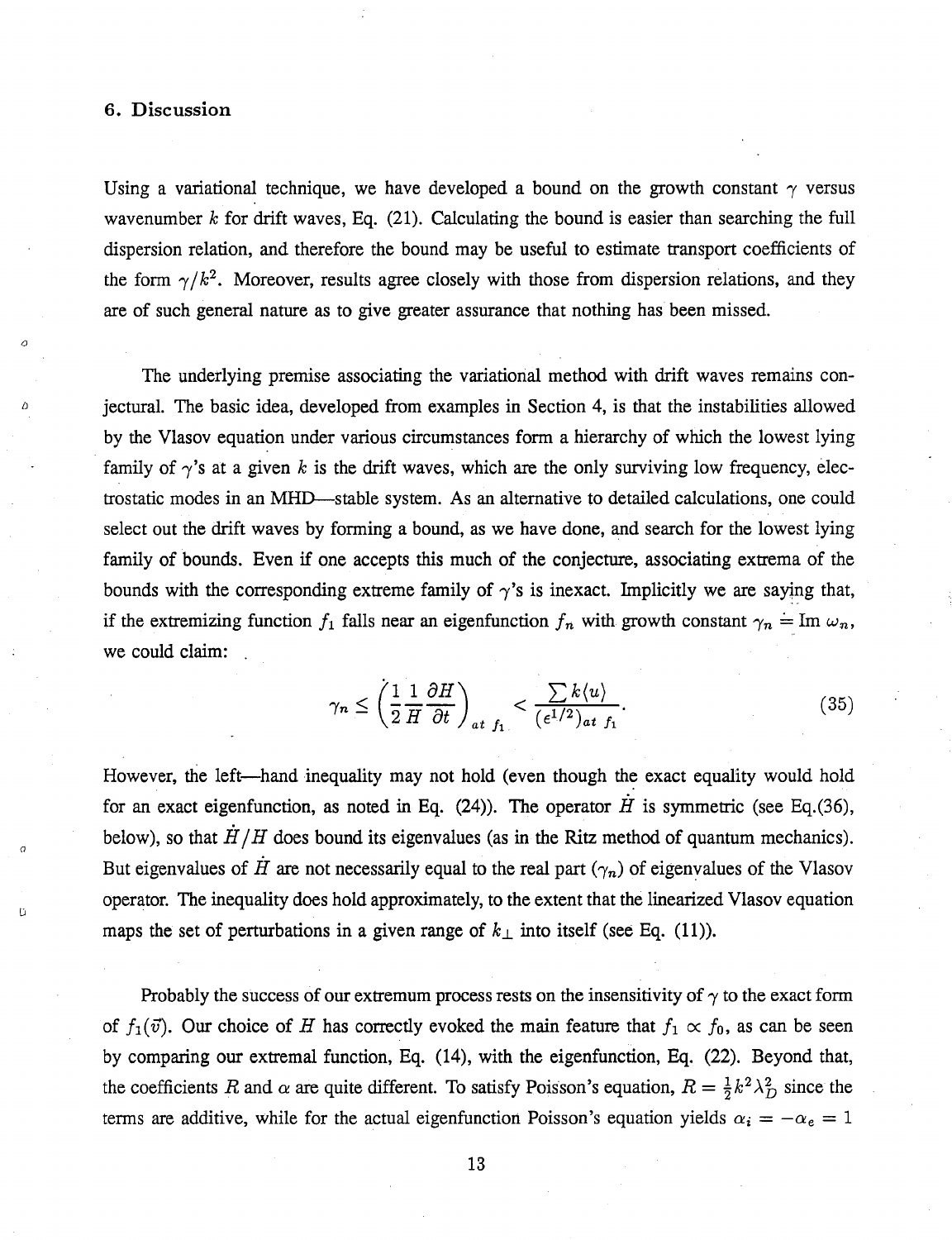## 6. Discussion

Using a variational technique, we have developed a bound on the growth constant $\gamma$ versus wavenumber $k$ for drift waves, Eq. (21). Calculating the bound is easier than searching the full dispersion relation, and therefore the bound may be useful to estimate transport coefficients of the form $\gamma/k^2$. Moreover, results agree closely with those from dispersion relations, and they are of such general nature as to give greater assurance that nothing has been missed.

The underlying premise associating the variational method with drift waves remains conjectural. The basic idea, developed from examples in Section 4, is that the instabilities allowed by the Vlasov equation under various circumstances form a hierarchy of which the lowest lying family of $\gamma$'s at a given $k$ is the drift waves, which are the only surviving low frequency, electrostatic modes in an MHD—stable system. As an alternative to detailed calculations, one could select out the drift waves by forming a bound, as we have done, and search for the lowest lying family of bounds. Even if one accepts this much of the conjecture, associating extrema of the bounds with the corresponding extreme family of $\gamma$'s is inexact. Implicitly we are saying that, if the extremizing function $f_1$ falls near an eigenfunction $f_n$ with growth constant $\gamma_n \doteq \mathrm{Im}\ \omega_n$, we could claim:

$$\gamma_n \leq \left(\frac{1}{2}\frac{1}{H}\frac{\partial H}{\partial t}\right)_{at\ f_1} < \frac{\sum k\langle u\rangle}{(\epsilon^{1/2})_{at\ f_1}}. \tag{35}$$

However, the left—hand inequality may not hold (even though the exact equality would hold for an exact eigenfunction, as noted in Eq. (24)). The operator $\dot{H}$ is symmetric (see Eq.(36), below), so that $\dot{H}/H$ does bound its eigenvalues (as in the Ritz method of quantum mechanics). But eigenvalues of $\dot{H}$ are not necessarily equal to the real part ($\gamma_n$) of eigenvalues of the Vlasov operator. The inequality does hold approximately, to the extent that the linearized Vlasov equation maps the set of perturbations in a given range of $k_\perp$ into itself (see Eq. (11)).

Probably the success of our extremum process rests on the insensitivity of $\gamma$ to the exact form of $f_1(\vec{v})$. Our choice of $H$ has correctly evoked the main feature that $f_1 \propto f_0$, as can be seen by comparing our extremal function, Eq. (14), with the eigenfunction, Eq. (22). Beyond that, the coefficients $R$ and $\alpha$ are quite different. To satisfy Poisson's equation, $R = \frac{1}{2}k^2\lambda_D^2$ since the terms are additive, while for the actual eigenfunction Poisson's equation yields $\alpha_i = -\alpha_e = 1$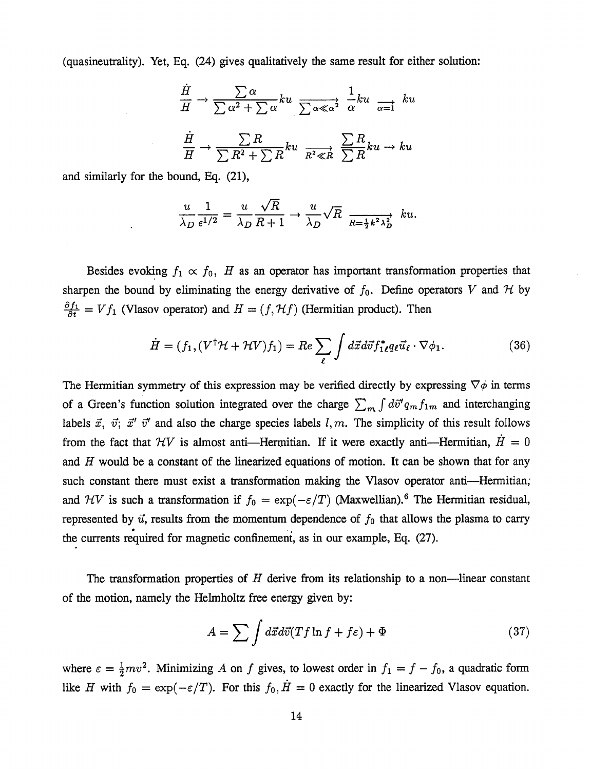(quasineutrality). Yet, Eq. (24) gives qualitatively the same result for either solution:

$$\frac{\dot{H}}{H} \to \frac{\sum \alpha}{\sum \alpha^2 + \sum \alpha} ku \xrightarrow[\sum \alpha \ll \alpha^2]{} \frac{1}{\alpha} ku \xrightarrow[\alpha = 1]{} ku$$

$$\frac{\dot{H}}{H} \to \frac{\sum R}{\sum R^2 + \sum R} ku \xrightarrow[R^2 \ll R]{} \frac{\sum R}{\sum R} ku \to ku$$

and similarly for the bound, Eq. (21),

$$\frac{u}{\lambda_D} \frac{1}{\epsilon^{1/2}} = \frac{u}{\lambda_D} \frac{\sqrt{R}}{R+1} \to \frac{u}{\lambda_D} \sqrt{R} \xrightarrow[R = \frac{1}{2} k^2 \lambda_D^2]{} ku.$$

Besides evoking $f_1 \propto f_0$, $\dot{H}$ as an operator has important transformation properties that sharpen the bound by eliminating the energy derivative of $f_0$. Define operators $V$ and $\mathcal{H}$ by $\frac{\partial f_1}{\partial t} = V f_1$ (Vlasov operator) and $H = (f, \mathcal{H} f)$ (Hermitian product). Then

$$\dot{H} = (f_1, (V^\dagger \mathcal{H} + \mathcal{H} V) f_1) = Re \sum_\ell \int d\vec{x} d\vec{v} f_{1\ell}^* q_\ell \vec{u}_\ell \cdot \nabla \phi_1. \tag{36}$$

The Hermitian symmetry of this expression may be verified directly by expressing $\nabla \phi$ in terms of a Green's function solution integrated over the charge $\sum_m \int d\vec{v}' q_m f_{1m}$ and interchanging labels $\vec{x}$, $\vec{v}$; $\vec{x}'$ $\vec{v}'$ and also the charge species labels $l, m$. The simplicity of this result follows from the fact that $\mathcal{H}V$ is almost anti—Hermitian. If it were exactly anti—Hermitian, $\dot{H} = 0$ and $H$ would be a constant of the linearized equations of motion. It can be shown that for any such constant there must exist a transformation making the Vlasov operator anti—Hermitian; and $\mathcal{H}V$ is such a transformation if $f_0 = \exp(-\varepsilon/T)$ (Maxwellian).[6] The Hermitian residual, represented by $\vec{u}$, results from the momentum dependence of $f_0$ that allows the plasma to carry the currents required for magnetic confinement, as in our example, Eq. (27).

The transformation properties of $H$ derive from its relationship to a non—linear constant of the motion, namely the Helmholtz free energy given by:

$$A = \sum \int d\vec{x} d\vec{v} (T f \ln f + f \varepsilon) + \Phi \tag{37}$$

where $\varepsilon = \frac{1}{2} m v^2$. Minimizing $A$ on $f$ gives, to lowest order in $f_1 = f - f_0$, a quadratic form like $H$ with $f_0 = \exp(-\varepsilon/T)$. For this $f_0, \dot{H} = 0$ exactly for the linearized Vlasov equation.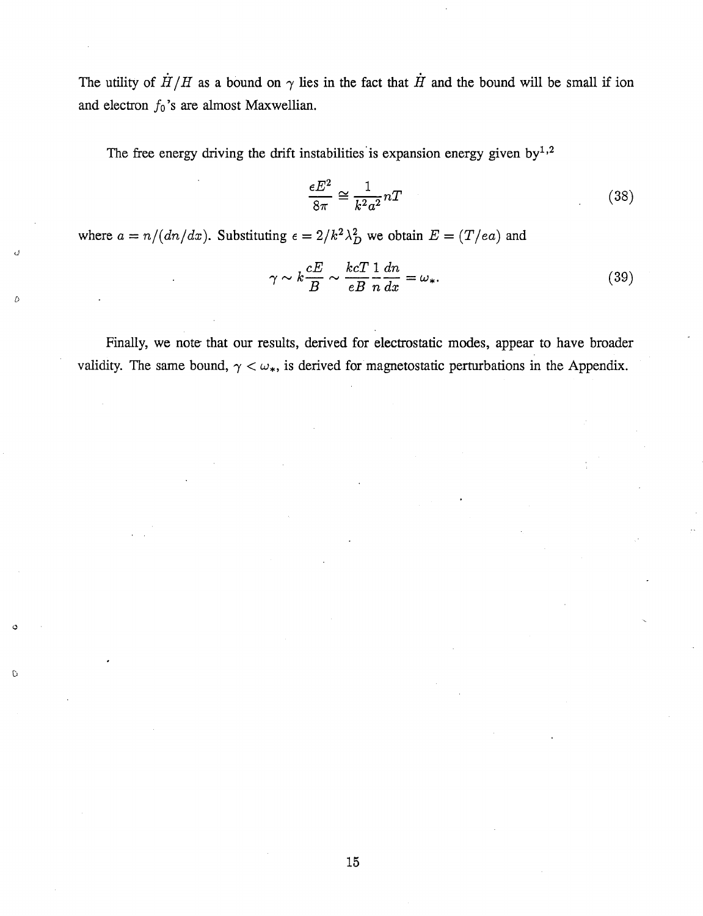The utility of $\dot{H}/H$ as a bound on $\gamma$ lies in the fact that $\dot{H}$ and the bound will be small if ion and electron $f_0$'s are almost Maxwellian.

The free energy driving the drift instabilities is expansion energy given by[1,2]

$$\frac{\epsilon E^2}{8\pi} \cong \frac{1}{k^2 a^2} nT \tag{38}$$

where $a = n/(dn/dx)$. Substituting $\epsilon = 2/k^2 \lambda_D^2$ we obtain $E = (T/ea)$ and

$$\gamma \sim k\frac{cE}{B} \sim \frac{kcT}{eB}\frac{1}{n}\frac{dn}{dx} = \omega_*. \tag{39}$$

Finally, we note that our results, derived for electrostatic modes, appear to have broader validity. The same bound, $\gamma < \omega_*$, is derived for magnetostatic perturbations in the Appendix.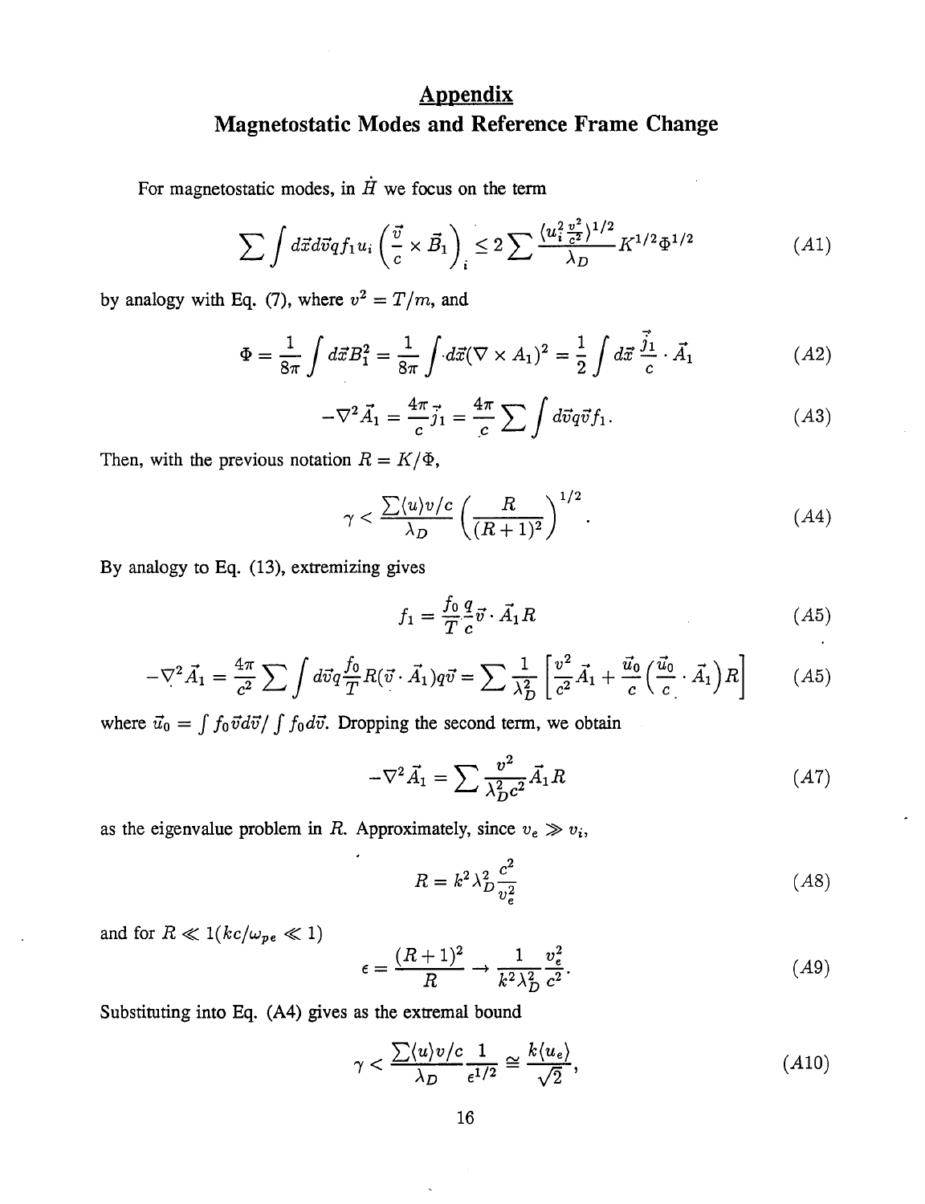## Appendix

## Magnetostatic Modes and Reference Frame Change

For magnetostatic modes, in $\dot{H}$ we focus on the term

$$\sum \int d\vec{x}d\vec{v}qf_1 u_i \left(\frac{\vec{v}}{c} \times \vec{B}_1\right)_i \leq 2 \sum \frac{\langle u_i^2 \frac{v^2}{c^2}\rangle^{1/2}}{\lambda_D} K^{1/2}\Phi^{1/2} \tag{A1}$$

by analogy with Eq. (7), where $v^2 = T/m$, and

$$\Phi = \frac{1}{8\pi}\int d\vec{x}B_1^2 = \frac{1}{8\pi}\int d\vec{x}(\nabla \times A_1)^2 = \frac{1}{2}\int d\vec{x}\,\frac{\vec{j}_1}{c}\cdot \vec{A}_1 \tag{A2}$$

$$-\nabla^2 \vec{A}_1 = \frac{4\pi}{c}\vec{j}_1 = \frac{4\pi}{c}\sum \int d\vec{v}q\vec{v}f_1. \tag{A3}$$

Then, with the previous notation $R = K/\Phi$,

$$\gamma < \frac{\sum \langle u\rangle v/c}{\lambda_D}\left(\frac{R}{(R+1)^2}\right)^{1/2}. \tag{A4}$$

By analogy to Eq. (13), extremizing gives

$$f_1 = \frac{f_0}{T}\frac{q}{c}\vec{v}\cdot \vec{A}_1 R \tag{A5}$$

$$-\nabla^2 \vec{A}_1 = \frac{4\pi}{c^2}\sum \int d\vec{v}q\frac{f_0}{T}R(\vec{v}\cdot \vec{A}_1)q\vec{v} = \sum \frac{1}{\lambda_D^2}\left[\frac{v^2}{c^2}\vec{A}_1 + \frac{\vec{u}_0}{c}\left(\frac{\vec{u}_0}{c}\cdot \vec{A}_1\right)R\right] \tag{A5}$$

where $\vec{u}_0 = \int f_0 \vec{v}d\vec{v}/\int f_0 d\vec{v}$. Dropping the second term, we obtain

$$-\nabla^2 \vec{A}_1 = \sum \frac{v^2}{\lambda_D^2 c^2}\vec{A}_1 R \tag{A7}$$

as the eigenvalue problem in $R$. Approximately, since $v_e \gg v_i$,

$$R = k^2\lambda_D^2 \frac{c^2}{v_e^2} \tag{A8}$$

and for $R \ll 1 (kc/\omega_{pe} \ll 1)$

$$\epsilon = \frac{(R+1)^2}{R} \to \frac{1}{k^2\lambda_D^2}\frac{v_e^2}{c^2}. \tag{A9}$$

Substituting into Eq. (A4) gives as the extremal bound

$$\gamma < \frac{\sum \langle u\rangle v/c}{\lambda_D}\frac{1}{\epsilon^{1/2}} \cong \frac{k\langle u_e\rangle}{\sqrt{2}}, \tag{A10}$$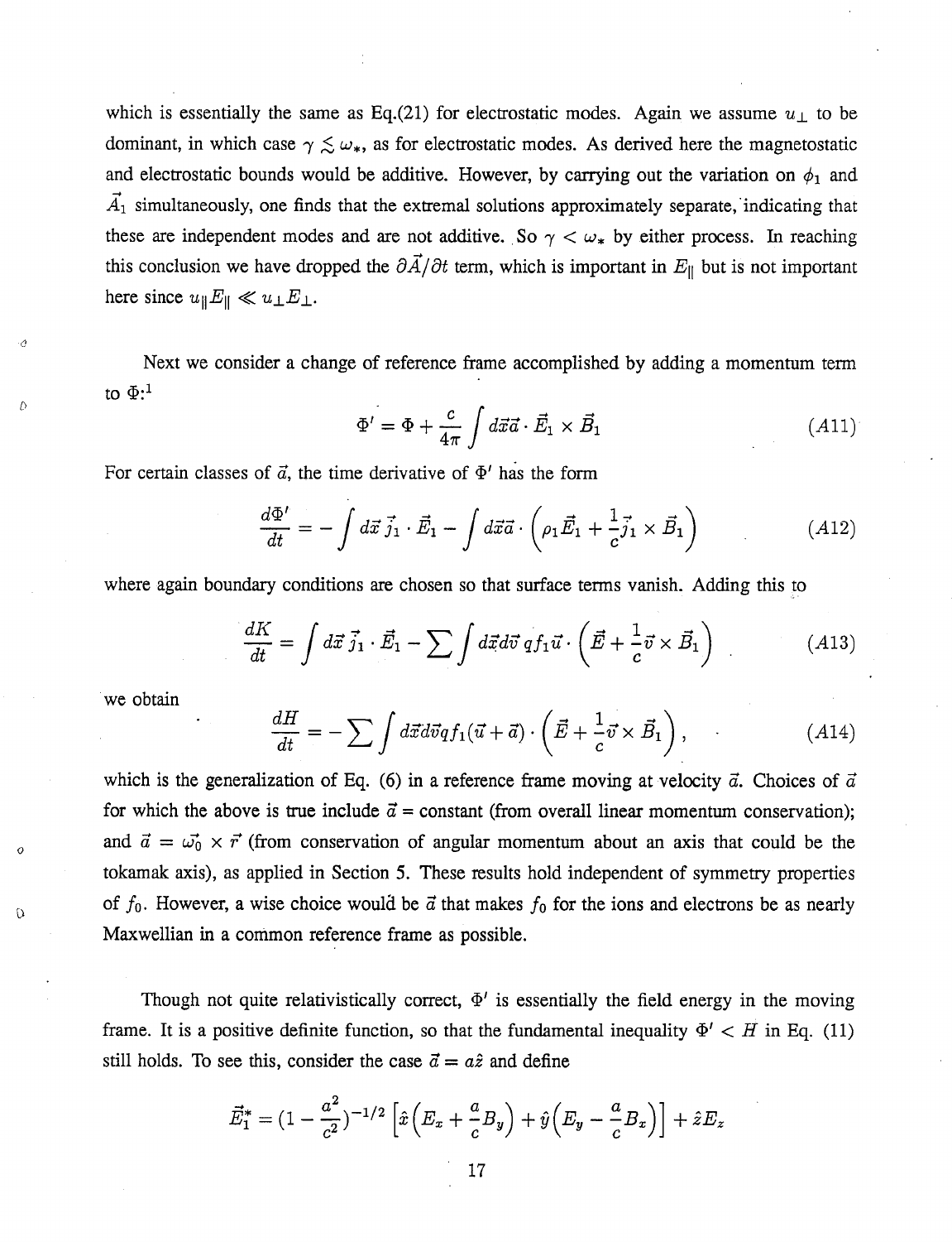which is essentially the same as Eq.(21) for electrostatic modes. Again we assume $u_\perp$ to be dominant, in which case $\gamma \lesssim \omega_*$, as for electrostatic modes. As derived here the magnetostatic and electrostatic bounds would be additive. However, by carrying out the variation on $\phi_1$ and $\vec{A}_1$ simultaneously, one finds that the extremal solutions approximately separate, indicating that these are independent modes and are not additive. So $\gamma < \omega_*$ by either process. In reaching this conclusion we have dropped the $\partial \vec{A}/\partial t$ term, which is important in $E_\parallel$ but is not important here since $u_\parallel E_\parallel \ll u_\perp E_\perp$.

Next we consider a change of reference frame accomplished by adding a momentum term to $\Phi$:[1]

$$\Phi' = \Phi + \frac{c}{4\pi} \int d\vec{x}\vec{a} \cdot \vec{E}_1 \times \vec{B}_1 \tag{A11}$$

For certain classes of $\vec{a}$, the time derivative of $\Phi'$ has the form

$$\frac{d\Phi'}{dt} = -\int d\vec{x}\, \vec{j}_1 \cdot \vec{E}_1 - \int d\vec{x}\vec{a} \cdot \left(\rho_1 \vec{E}_1 + \frac{1}{c}\vec{j}_1 \times \vec{B}_1\right) \tag{A12}$$

where again boundary conditions are chosen so that surface terms vanish. Adding this to

$$\frac{dK}{dt} = \int d\vec{x}\, \vec{j}_1 \cdot \vec{E}_1 - \sum \int d\vec{x} d\vec{v}\, q f_1 \vec{u} \cdot \left(\vec{E} + \frac{1}{c}\vec{v} \times \vec{B}_1\right) \tag{A13}$$

we obtain

$$\frac{dH}{dt} = -\sum \int d\vec{x} d\vec{v} q f_1 (\vec{u} + \vec{a}) \cdot \left(\vec{E} + \frac{1}{c}\vec{v} \times \vec{B}_1\right), \tag{A14}$$

which is the generalization of Eq. (6) in a reference frame moving at velocity $\vec{a}$. Choices of $\vec{a}$ for which the above is true include $\vec{a}$ = constant (from overall linear momentum conservation); and $\vec{a} = \vec{\omega_0} \times \vec{r}$ (from conservation of angular momentum about an axis that could be the tokamak axis), as applied in Section 5. These results hold independent of symmetry properties of $f_0$. However, a wise choice would be $\vec{a}$ that makes $f_0$ for the ions and electrons be as nearly Maxwellian in a common reference frame as possible.

Though not quite relativistically correct, $\Phi'$ is essentially the field energy in the moving frame. It is a positive definite function, so that the fundamental inequality $\Phi' < H$ in Eq. (11) still holds. To see this, consider the case $\vec{a} = a\hat{z}$ and define

$$\vec{E}_1^* = (1 - \frac{a^2}{c^2})^{-1/2} \left[\hat{x}\left(E_x + \frac{a}{c}B_y\right) + \hat{y}\left(E_y - \frac{a}{c}B_x\right)\right] + \hat{z}E_z$$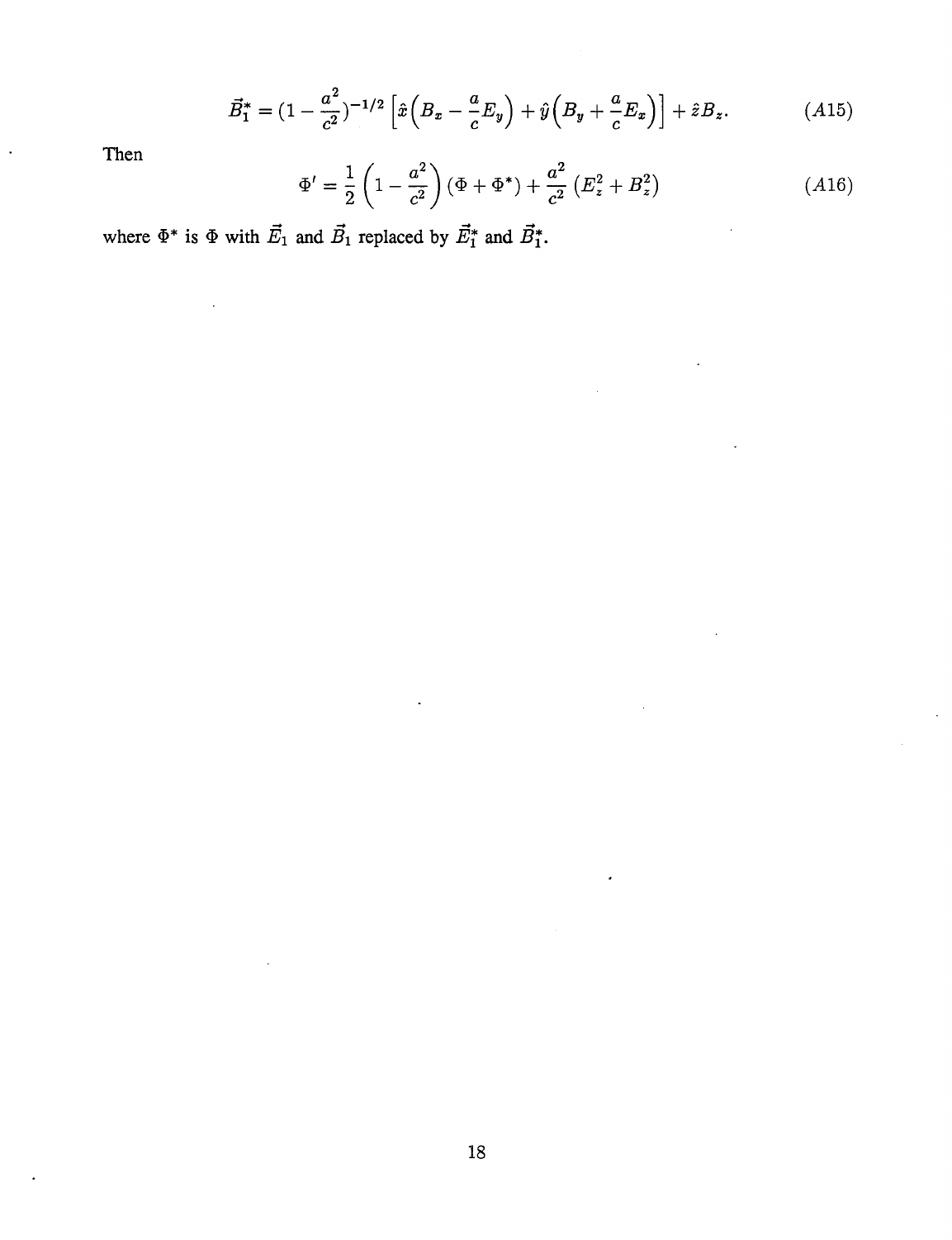$$\vec{B}_1^* = (1 - \frac{a^2}{c^2})^{-1/2} \left[ \hat{x}\left(B_x - \frac{a}{c}E_y\right) + \hat{y}\left(B_y + \frac{a}{c}E_x\right)\right] + \hat{z}B_z. \tag{A15}$$

Then

$$\Phi' = \frac{1}{2}\left(1 - \frac{a^2}{c^2}\right)(\Phi + \Phi^*) + \frac{a^2}{c^2}\left(E_z^2 + B_z^2\right) \tag{A16}$$

where $\Phi^*$ is $\Phi$ with $\vec{E}_1$ and $\vec{B}_1$ replaced by $\vec{E}_1^*$ and $\vec{B}_1^*$.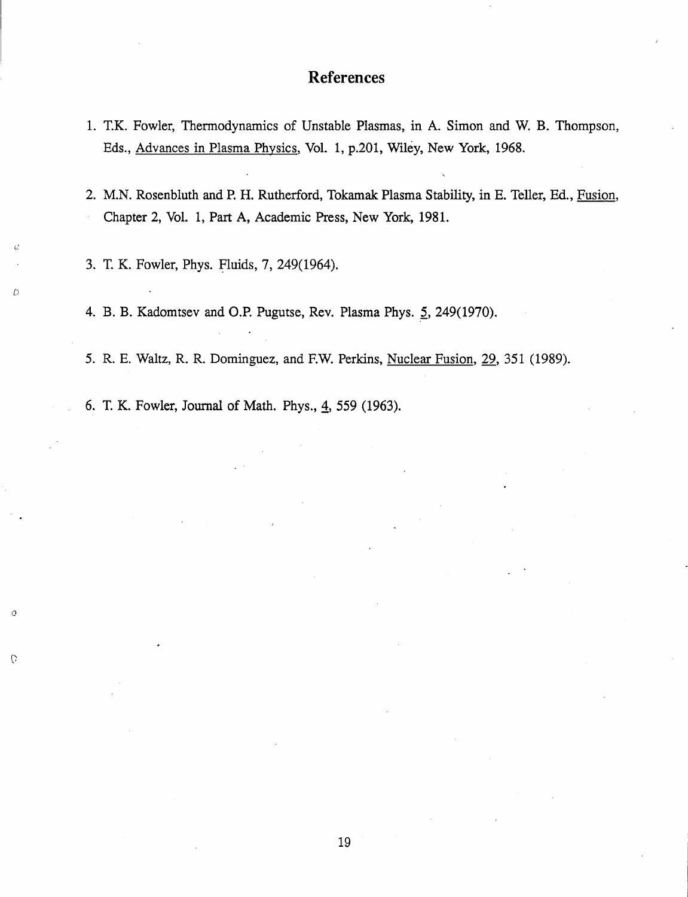## References

1. T.K. Fowler, Thermodynamics of Unstable Plasmas, in A. Simon and W. B. Thompson, Eds., Advances in Plasma Physics, Vol. 1, p.201, Wiley, New York, 1968.

2. M.N. Rosenbluth and P. H. Rutherford, Tokamak Plasma Stability, in E. Teller, Ed., Fusion, Chapter 2, Vol. 1, Part A, Academic Press, New York, 1981.

3. T. K. Fowler, Phys. Fluids, 7, 249(1964).

4. B. B. Kadomtsev and O.P. Pugutse, Rev. Plasma Phys. 5, 249(1970).

5. R. E. Waltz, R. R. Dominguez, and F.W. Perkins, Nuclear Fusion, 29, 351 (1989).

6. T. K. Fowler, Journal of Math. Phys., 4, 559 (1963).